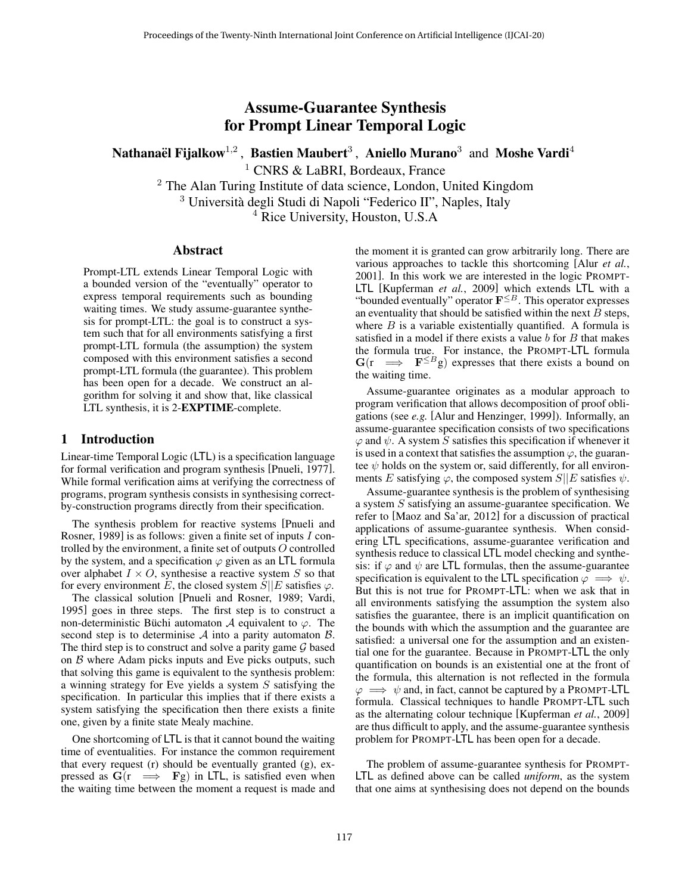# Assume-Guarantee Synthesis for Prompt Linear Temporal Logic

**Nathanaël Fijalkow**[1,2], **Bastien Maubert**[3], **Aniello Murano**[3] and **Moshe Vardi**[4]

[1] CNRS & LaBRI, Bordeaux, France
[2] The Alan Turing Institute of data science, London, United Kingdom
[3] Università degli Studi di Napoli "Federico II", Naples, Italy
[4] Rice University, Houston, U.S.A

## Abstract

Prompt-LTL extends Linear Temporal Logic with a bounded version of the "eventually" operator to express temporal requirements such as bounding waiting times. We study assume-guarantee synthesis for prompt-LTL: the goal is to construct a system such that for all environments satisfying a first prompt-LTL formula (the assumption) the system composed with this environment satisfies a second prompt-LTL formula (the guarantee). This problem has been open for a decade. We construct an algorithm for solving it and show that, like classical LTL synthesis, it is 2-**EXPTIME**-complete.

## 1 Introduction

Linear-time Temporal Logic (LTL) is a specification language for formal verification and program synthesis [Pnueli, 1977]. While formal verification aims at verifying the correctness of programs, program synthesis consists in synthesising correct-by-construction programs directly from their specification.

The synthesis problem for reactive systems [Pnueli and Rosner, 1989] is as follows: given a finite set of inputs $I$ controlled by the environment, a finite set of outputs $O$ controlled by the system, and a specification $\varphi$ given as an LTL formula over alphabet $I \times O$, synthesise a reactive system $S$ so that for every environment $E$, the closed system $S||E$ satisfies $\varphi$.

The classical solution [Pnueli and Rosner, 1989; Vardi, 1995] goes in three steps. The first step is to construct a non-deterministic Büchi automaton $\mathcal{A}$ equivalent to $\varphi$. The second step is to determinise $\mathcal{A}$ into a parity automaton $\mathcal{B}$. The third step is to construct and solve a parity game $\mathcal{G}$ based on $\mathcal{B}$ where Adam picks inputs and Eve picks outputs, such that solving this game is equivalent to the synthesis problem: a winning strategy for Eve yields a system $S$ satisfying the specification. In particular this implies that if there exists a system satisfying the specification then there exists a finite one, given by a finite state Mealy machine.

One shortcoming of LTL is that it cannot bound the waiting time of eventualities. For instance the common requirement that every request (r) should be eventually granted (g), expressed as $\mathbf{G}(\mathrm{r} \implies \mathbf{F}\mathrm{g})$ in LTL, is satisfied even when the waiting time between the moment a request is made and the moment it is granted can grow arbitrarily long. There are various approaches to tackle this shortcoming [Alur *et al.*, 2001]. In this work we are interested in the logic PROMPT-LTL [Kupferman *et al.*, 2009] which extends LTL with a "bounded eventually" operator $\mathbf{F}^{\leq B}$. This operator expresses an eventuality that should be satisfied within the next $B$ steps, where $B$ is a variable existentially quantified. A formula is satisfied in a model if there exists a value $b$ for $B$ that makes the formula true. For instance, the PROMPT-LTL formula $\mathbf{G}(\mathrm{r} \implies \mathbf{F}^{\leq B}\mathrm{g})$ expresses that there exists a bound on the waiting time.

Assume-guarantee originates as a modular approach to program verification that allows decomposition of proof obligations (see *e.g.* [Alur and Henzinger, 1999]). Informally, an assume-guarantee specification consists of two specifications $\varphi$ and $\psi$. A system $S$ satisfies this specification if whenever it is used in a context that satisfies the assumption $\varphi$, the guarantee $\psi$ holds on the system or, said differently, for all environments $E$ satisfying $\varphi$, the composed system $S||E$ satisfies $\psi$.

Assume-guarantee synthesis is the problem of synthesising a system $S$ satisfying an assume-guarantee specification. We refer to [Maoz and Sa'ar, 2012] for a discussion of practical applications of assume-guarantee synthesis. When considering LTL specifications, assume-guarantee verification and synthesis reduce to classical LTL model checking and synthesis: if $\varphi$ and $\psi$ are LTL formulas, then the assume-guarantee specification is equivalent to the LTL specification $\varphi \implies \psi$. But this is not true for PROMPT-LTL: when we ask that in all environments satisfying the assumption the system also satisfies the guarantee, there is an implicit quantification on the bounds with which the assumption and the guarantee are satisfied: a universal one for the assumption and an existential one for the guarantee. Because in PROMPT-LTL the only quantification on bounds is an existential one at the front of the formula, this alternation is not reflected in the formula $\varphi \implies \psi$ and, in fact, cannot be captured by a PROMPT-LTL formula. Classical techniques to handle PROMPT-LTL such as the alternating colour technique [Kupferman *et al.*, 2009] are thus difficult to apply, and the assume-guarantee synthesis problem for PROMPT-LTL has been open for a decade.

The problem of assume-guarantee synthesis for PROMPT-LTL as defined above can be called *uniform*, as the system that one aims at synthesising does not depend on the bounds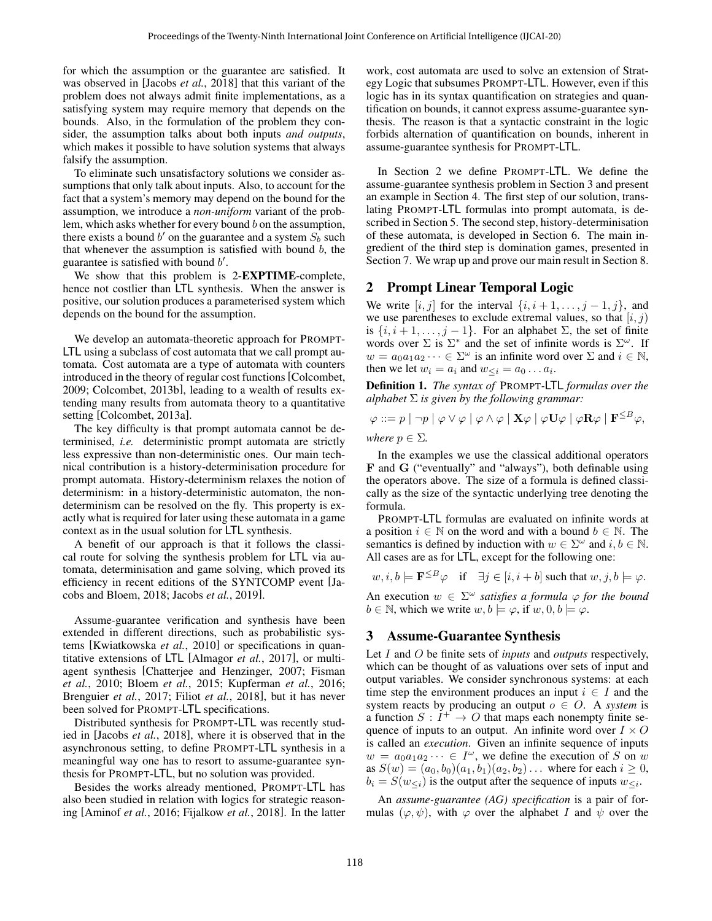for which the assumption or the guarantee are satisfied. It was observed in [Jacobs *et al.*, 2018] that this variant of the problem does not always admit finite implementations, as a satisfying system may require memory that depends on the bounds. Also, in the formulation of the problem they consider, the assumption talks about both inputs *and outputs*, which makes it possible to have solution systems that always falsify the assumption.

To eliminate such unsatisfactory solutions we consider assumptions that only talk about inputs. Also, to account for the fact that a system's memory may depend on the bound for the assumption, we introduce a *non-uniform* variant of the problem, which asks whether for every bound $b$ on the assumption, there exists a bound $b'$ on the guarantee and a system $S_b$ such that whenever the assumption is satisfied with bound $b$, the guarantee is satisfied with bound $b'$.

We show that this problem is 2-**EXPTIME**-complete, hence not costlier than LTL synthesis. When the answer is positive, our solution produces a parameterised system which depends on the bound for the assumption.

We develop an automata-theoretic approach for PROMPT-LTL using a subclass of cost automata that we call prompt automata. Cost automata are a type of automata with counters introduced in the theory of regular cost functions [Colcombet, 2009; Colcombet, 2013b], leading to a wealth of results extending many results from automata theory to a quantitative setting [Colcombet, 2013a].

The key difficulty is that prompt automata cannot be determinised, *i.e.* deterministic prompt automata are strictly less expressive than non-deterministic ones. Our main technical contribution is a history-determinisation procedure for prompt automata. History-determinism relaxes the notion of determinism: in a history-deterministic automaton, the nondeterminism can be resolved on the fly. This property is exactly what is required for later using these automata in a game context as in the usual solution for LTL synthesis.

A benefit of our approach is that it follows the classical route for solving the synthesis problem for LTL via automata, determinisation and game solving, which proved its efficiency in recent editions of the SYNTCOMP event [Jacobs and Bloem, 2018; Jacobs *et al.*, 2019].

Assume-guarantee verification and synthesis have been extended in different directions, such as probabilistic systems [Kwiatkowska *et al.*, 2010] or specifications in quantitative extensions of LTL [Almagor *et al.*, 2017], or multiagent synthesis [Chatterjee and Henzinger, 2007; Fisman *et al.*, 2010; Bloem *et al.*, 2015; Kupferman *et al.*, 2016; Brenguier *et al.*, 2017; Filiot *et al.*, 2018], but it has never been solved for PROMPT-LTL specifications.

Distributed synthesis for PROMPT-LTL was recently studied in [Jacobs *et al.*, 2018], where it is observed that in the asynchronous setting, to define PROMPT-LTL synthesis in a meaningful way one has to resort to assume-guarantee synthesis for PROMPT-LTL, but no solution was provided.

Besides the works already mentioned, PROMPT-LTL has also been studied in relation with logics for strategic reasoning [Aminof *et al.*, 2016; Fijalkow *et al.*, 2018]. In the latter work, cost automata are used to solve an extension of Strategy Logic that subsumes PROMPT-LTL. However, even if this logic has in its syntax quantification on strategies and quantification on bounds, it cannot express assume-guarantee synthesis. The reason is that a syntactic constraint in the logic forbids alternation of quantification on bounds, inherent in assume-guarantee synthesis for PROMPT-LTL.

In Section 2 we define PROMPT-LTL. We define the assume-guarantee synthesis problem in Section 3 and present an example in Section 4. The first step of our solution, translating PROMPT-LTL formulas into prompt automata, is described in Section 5. The second step, history-determinisation of these automata, is developed in Section 6. The main ingredient of the third step is domination games, presented in Section 7. We wrap up and prove our main result in Section 8.

## 2 Prompt Linear Temporal Logic

We write $[i, j]$ for the interval $\{i, i+1, \ldots, j-1, j\}$, and we use parentheses to exclude extremal values, so that $[i, j)$ is $\{i, i+1, \ldots, j-1\}$. For an alphabet $\Sigma$, the set of finite words over $\Sigma$ is $\Sigma^*$ and the set of infinite words is $\Sigma^\omega$. If $w = a_0a_1a_2 \cdots \in \Sigma^\omega$ is an infinite word over $\Sigma$ and $i \in \mathbb{N}$, then we let $w_i = a_i$ and $w_{\leq i} = a_0 \ldots a_i$.

**Definition 1.** *The syntax of* PROMPT-LTL *formulas over the alphabet* $\Sigma$ *is given by the following grammar:*

$$\varphi ::= p \mid \neg p \mid \varphi \vee \varphi \mid \varphi \wedge \varphi \mid \mathbf{X}\varphi \mid \varphi \mathbf{U} \varphi \mid \varphi \mathbf{R} \varphi \mid \mathbf{F}^{\leq B}\varphi,$$

*where* $p \in \Sigma$.

In the examples we use the classical additional operators $\mathbf{F}$ and $\mathbf{G}$ ("eventually" and "always"), both definable using the operators above. The size of a formula is defined classically as the size of the syntactic underlying tree denoting the formula.

PROMPT-LTL formulas are evaluated on infinite words at a position $i \in \mathbb{N}$ on the word and with a bound $b \in \mathbb{N}$. The semantics is defined by induction with $w \in \Sigma^\omega$ and $i, b \in \mathbb{N}$. All cases are as for LTL, except for the following one:

$$w, i, b \models \mathbf{F}^{\leq B}\varphi \quad \text{if} \quad \exists j \in [i, i+b] \text{ such that } w, j, b \models \varphi.$$

An execution $w \in \Sigma^\omega$ *satisfies a formula* $\varphi$ *for the bound* $b \in \mathbb{N}$, which we write $w, b \models \varphi$, if $w, 0, b \models \varphi$.

## 3 Assume-Guarantee Synthesis

Let $I$ and $O$ be finite sets of *inputs* and *outputs* respectively, which can be thought of as valuations over sets of input and output variables. We consider synchronous systems: at each time step the environment produces an input $i \in I$ and the system reacts by producing an output $o \in O$. A *system* is a function $S : I^+ \to O$ that maps each nonempty finite sequence of inputs to an output. An infinite word over $I \times O$ is called an *execution*. Given an infinite sequence of inputs $w = a_0a_1a_2 \cdots \in I^\omega$, we define the execution of $S$ on $w$ as $S(w) = (a_0, b_0)(a_1, b_1)(a_2, b_2) \ldots$ where for each $i \geq 0$, $b_i = S(w_{\leq i})$ is the output after the sequence of inputs $w_{\leq i}$.

An *assume-guarantee (AG) specification* is a pair of formulas $(\varphi, \psi)$, with $\varphi$ over the alphabet $I$ and $\psi$ over the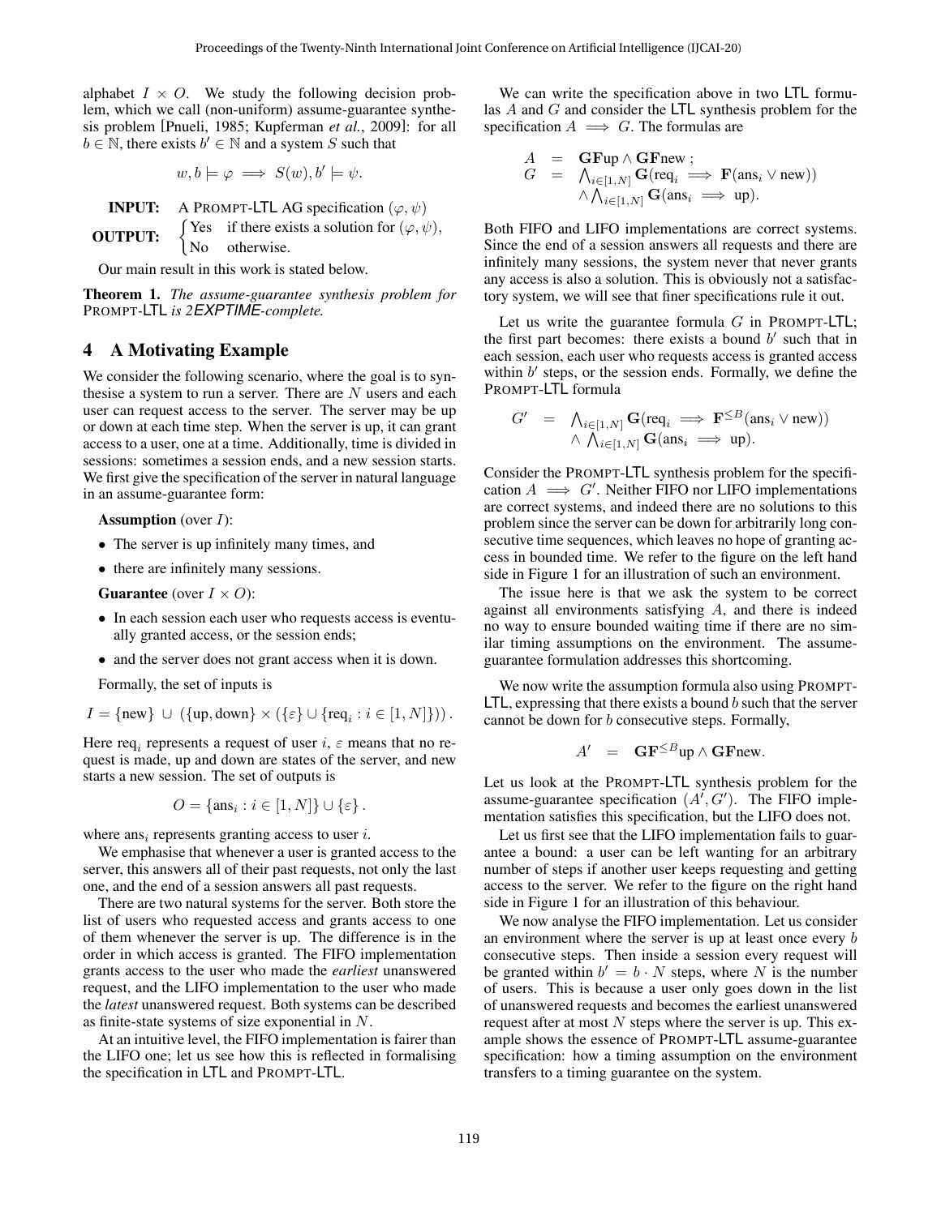alphabet $I \times O$. We study the following decision problem, which we call (non-uniform) assume-guarantee synthesis problem [Pnueli, 1985; Kupferman *et al.*, 2009]: for all $b \in \mathbb{N}$, there exists $b' \in \mathbb{N}$ and a system $S$ such that

$$w, b \models \varphi \implies S(w), b' \models \psi.$$

**INPUT:** A PROMPT-LTL AG specification $(\varphi, \psi)$

**OUTPUT:** $\begin{cases} \text{Yes} & \text{if there exists a solution for } (\varphi, \psi), \\ \text{No} & \text{otherwise.} \end{cases}$

Our main result in this work is stated below.

**Theorem 1.** *The assume-guarantee synthesis problem for* PROMPT-LTL *is 2EXPTIME-complete.*

## 4 A Motivating Example

We consider the following scenario, where the goal is to synthesise a system to run a server. There are $N$ users and each user can request access to the server. The server may be up or down at each time step. When the server is up, it can grant access to a user, one at a time. Additionally, time is divided in sessions: sometimes a session ends, and a new session starts. We first give the specification of the server in natural language in an assume-guarantee form:

**Assumption** (over $I$):

- The server is up infinitely many times, and
- there are infinitely many sessions.

**Guarantee** (over $I \times O$):

- In each session each user who requests access is eventually granted access, or the session ends;
- and the server does not grant access when it is down.

Formally, the set of inputs is

$$I = \{\text{new}\} \cup (\{\text{up}, \text{down}\} \times (\{\varepsilon\} \cup \{\text{req}_i : i \in [1, N]\})).$$

Here $\text{req}_i$ represents a request of user $i$, $\varepsilon$ means that no request is made, up and down are states of the server, and new starts a new session. The set of outputs is

$$O = \{\text{ans}_i : i \in [1, N]\} \cup \{\varepsilon\}.$$

where $\text{ans}_i$ represents granting access to user $i$.

We emphasise that whenever a user is granted access to the server, this answers all of their past requests, not only the last one, and the end of a session answers all past requests.

There are two natural systems for the server. Both store the list of users who requested access and grants access to one of them whenever the server is up. The difference is in the order in which access is granted. The FIFO implementation grants access to the user who made the *earliest* unanswered request, and the LIFO implementation to the user who made the *latest* unanswered request. Both systems can be described as finite-state systems of size exponential in $N$.

At an intuitive level, the FIFO implementation is fairer than the LIFO one; let us see how this is reflected in formalising the specification in LTL and PROMPT-LTL.

We can write the specification above in two LTL formulas $A$ and $G$ and consider the LTL synthesis problem for the specification $A \implies G$. The formulas are

$$\begin{array}{rcl} A & = & \mathbf{GF}\text{up} \wedge \mathbf{GF}\text{new} ; \\ G & = & \bigwedge_{i \in [1,N]} \mathbf{G}(\text{req}_i \implies \mathbf{F}(\text{ans}_i \vee \text{new})) \\ & & \wedge \bigwedge_{i \in [1,N]} \mathbf{G}(\text{ans}_i \implies \text{up}). \end{array}$$

Both FIFO and LIFO implementations are correct systems. Since the end of a session answers all requests and there are infinitely many sessions, the system never that never grants any access is also a solution. This is obviously not a satisfactory system, we will see that finer specifications rule it out.

Let us write the guarantee formula $G$ in PROMPT-LTL; the first part becomes: there exists a bound $b'$ such that in each session, each user who requests access is granted access within $b'$ steps, or the session ends. Formally, we define the PROMPT-LTL formula

$$\begin{array}{rcl} G' & = & \bigwedge_{i \in [1,N]} \mathbf{G}(\text{req}_i \implies \mathbf{F}^{\leq B}(\text{ans}_i \vee \text{new})) \\ & & \wedge \bigwedge_{i \in [1,N]} \mathbf{G}(\text{ans}_i \implies \text{up}). \end{array}$$

Consider the PROMPT-LTL synthesis problem for the specification $A \implies G'$. Neither FIFO nor LIFO implementations are correct systems, and indeed there are no solutions to this problem since the server can be down for arbitrarily long consecutive time sequences, which leaves no hope of granting access in bounded time. We refer to the figure on the left hand side in Figure 1 for an illustration of such an environment.

The issue here is that we ask the system to be correct against all environments satisfying $A$, and there is indeed no way to ensure bounded waiting time if there are no similar timing assumptions on the environment. The assume-guarantee formulation addresses this shortcoming.

We now write the assumption formula also using PROMPT-LTL, expressing that there exists a bound $b$ such that the server cannot be down for $b$ consecutive steps. Formally,

$$A' = \mathbf{GF}^{\leq B}\text{up} \wedge \mathbf{GF}\text{new}.$$

Let us look at the PROMPT-LTL synthesis problem for the assume-guarantee specification $(A', G')$. The FIFO implementation satisfies this specification, but the LIFO does not.

Let us first see that the LIFO implementation fails to guarantee a bound: a user can be left wanting for an arbitrary number of steps if another user keeps requesting and getting access to the server. We refer to the figure on the right hand side in Figure 1 for an illustration of this behaviour.

We now analyse the FIFO implementation. Let us consider an environment where the server is up at least once every $b$ consecutive steps. Then inside a session every request will be granted within $b' = b \cdot N$ steps, where $N$ is the number of users. This is because a user only goes down in the list of unanswered requests and becomes the earliest unanswered request after at most $N$ steps where the server is up. This example shows the essence of PROMPT-LTL assume-guarantee specification: how a timing assumption on the environment transfers to a timing guarantee on the system.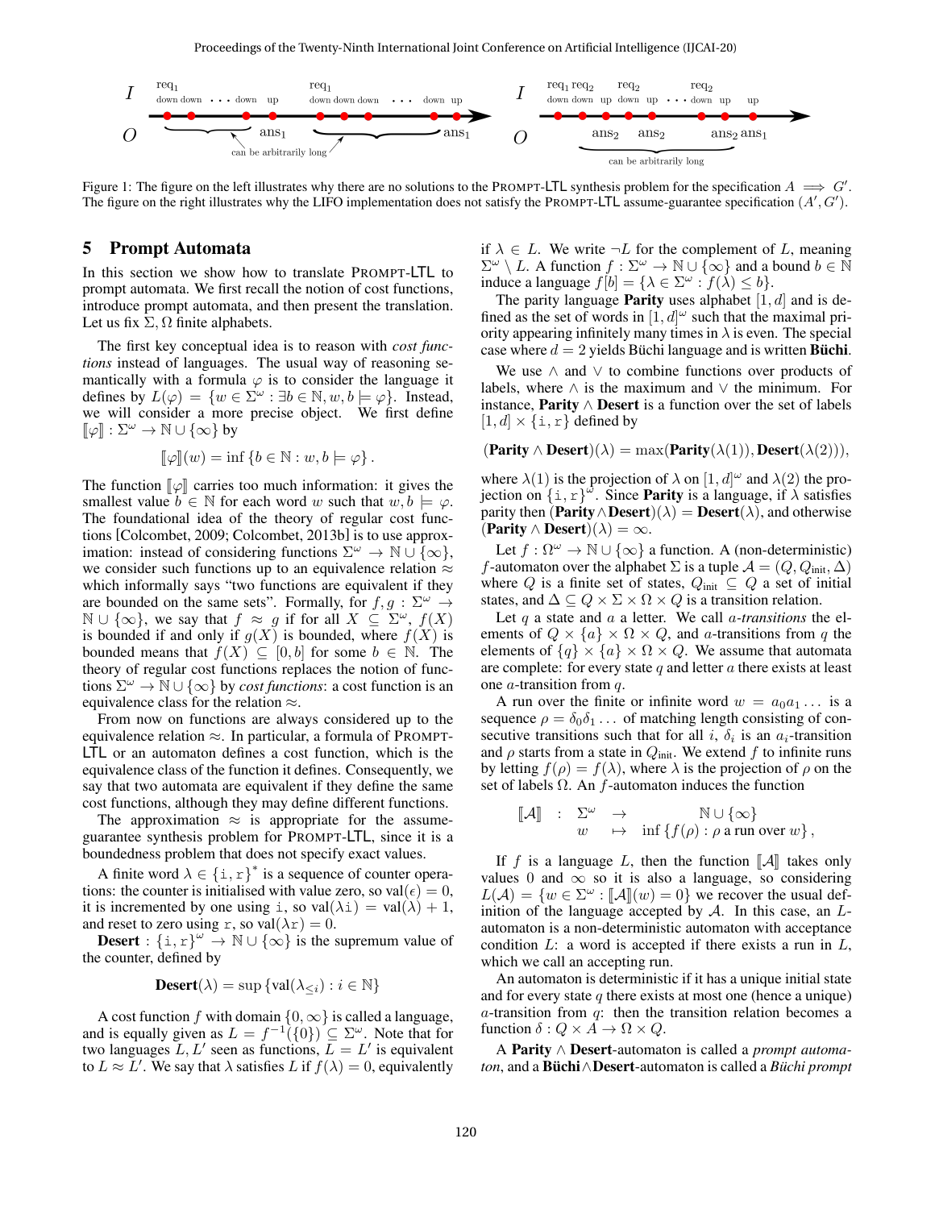Figure 1: The figure on the left illustrates why there are no solutions to the PROMPT-LTL synthesis problem for the specification $A \implies G'$. The figure on the right illustrates why the LIFO implementation does not satisfy the PROMPT-LTL assume-guarantee specification $(A', G')$.

## 5 Prompt Automata

In this section we show how to translate PROMPT-LTL to prompt automata. We first recall the notion of cost functions, introduce prompt automata, and then present the translation. Let us fix $\Sigma, \Omega$ finite alphabets.

The first key conceptual idea is to reason with *cost functions* instead of languages. The usual way of reasoning semantically with a formula $\varphi$ is to consider the language it defines by $L(\varphi) = \{w \in \Sigma^\omega : \exists b \in \mathbb{N}, w, b \models \varphi\}$. Instead, we will consider a more precise object. We first define $[\![\varphi]\!] : \Sigma^\omega \to \mathbb{N} \cup \{\infty\}$ by

$$[\![\varphi]\!](w) = \inf \{b \in \mathbb{N} : w, b \models \varphi\}.$$

The function $[\![\varphi]\!]$ carries too much information: it gives the smallest value $b \in \mathbb{N}$ for each word $w$ such that $w, b \models \varphi$. The foundational idea of the theory of regular cost functions [Colcombet, 2009; Colcombet, 2013b] is to use approximation: instead of considering functions $\Sigma^\omega \to \mathbb{N} \cup \{\infty\}$, we consider such functions up to an equivalence relation $\approx$ which informally says "two functions are equivalent if they are bounded on the same sets". Formally, for $f, g : \Sigma^\omega \to \mathbb{N} \cup \{\infty\}$, we say that $f \approx g$ if for all $X \subseteq \Sigma^\omega$, $f(X)$ is bounded if and only if $g(X)$ is bounded, where $f(X)$ is bounded means that $f(X) \subseteq [0, b]$ for some $b \in \mathbb{N}$. The theory of regular cost functions replaces the notion of functions $\Sigma^\omega \to \mathbb{N} \cup \{\infty\}$ by *cost functions*: a cost function is an equivalence class for the relation $\approx$.

From now on functions are always considered up to the equivalence relation $\approx$. In particular, a formula of PROMPT-LTL or an automaton defines a cost function, which is the equivalence class of the function it defines. Consequently, we say that two automata are equivalent if they define the same cost functions, although they may define different functions.

The approximation $\approx$ is appropriate for the assume-guarantee synthesis problem for PROMPT-LTL, since it is a boundedness problem that does not specify exact values.

A finite word $\lambda \in \{\mathtt{i}, \mathtt{r}\}^*$ is a sequence of counter operations: the counter is initialised with value zero, so $\mathrm{val}(\epsilon) = 0$, it is incremented by one using $\mathtt{i}$, so $\mathrm{val}(\lambda \mathtt{i}) = \mathrm{val}(\lambda) + 1$, and reset to zero using $\mathtt{r}$, so $\mathrm{val}(\lambda \mathtt{r}) = 0$.

**Desert** : $\{\mathtt{i}, \mathtt{r}\}^\omega \to \mathbb{N} \cup \{\infty\}$ is the supremum value of the counter, defined by

$$\textbf{Desert}(\lambda) = \sup \{\mathrm{val}(\lambda_{\leq i}) : i \in \mathbb{N}\}$$

A cost function $f$ with domain $\{0, \infty\}$ is called a language, and is equally given as $L = f^{-1}(\{0\}) \subseteq \Sigma^\omega$. Note that for two languages $L, L'$ seen as functions, $L = L'$ is equivalent to $L \approx L'$. We say that $\lambda$ satisfies $L$ if $f(\lambda) = 0$, equivalently if $\lambda \in L$. We write $\neg L$ for the complement of $L$, meaning $\Sigma^\omega \setminus L$. A function $f : \Sigma^\omega \to \mathbb{N} \cup \{\infty\}$ and a bound $b \in \mathbb{N}$ induce a language $f[b] = \{\lambda \in \Sigma^\omega : f(\lambda) \leq b\}$.

The parity language **Parity** uses alphabet $[1, d]$ and is defined as the set of words in $[1, d]^\omega$ such that the maximal priority appearing infinitely many times in $\lambda$ is even. The special case where $d = 2$ yields Büchi language and is written **Büchi**.

We use $\wedge$ and $\vee$ to combine functions over products of labels, where $\wedge$ is the maximum and $\vee$ the minimum. For instance, **Parity** $\wedge$ **Desert** is a function over the set of labels $[1, d] \times \{\mathtt{i}, \mathtt{r}\}$ defined by

$$(\textbf{Parity} \wedge \textbf{Desert})(\lambda) = \max(\textbf{Parity}(\lambda(1)), \textbf{Desert}(\lambda(2))),$$

where $\lambda(1)$ is the projection of $\lambda$ on $[1, d]^\omega$ and $\lambda(2)$ the projection on $\{\mathtt{i}, \mathtt{r}\}^\omega$. Since **Parity** is a language, if $\lambda$ satisfies parity then $(\textbf{Parity} \wedge \textbf{Desert})(\lambda) = \textbf{Desert}(\lambda)$, and otherwise $(\textbf{Parity} \wedge \textbf{Desert})(\lambda) = \infty$.

Let $f : \Omega^\omega \to \mathbb{N} \cup \{\infty\}$ a function. A (non-deterministic) $f$-automaton over the alphabet $\Sigma$ is a tuple $\mathcal{A} = (Q, Q_{\mathrm{init}}, \Delta)$ where $Q$ is a finite set of states, $Q_{\mathrm{init}} \subseteq Q$ a set of initial states, and $\Delta \subseteq Q \times \Sigma \times \Omega \times Q$ is a transition relation.

Let $q$ a state and $a$ a letter. We call *$a$-transitions* the elements of $Q \times \{a\} \times \Omega \times Q$, and $a$-transitions from $q$ the elements of $\{q\} \times \{a\} \times \Omega \times Q$. We assume that automata are complete: for every state $q$ and letter $a$ there exists at least one $a$-transition from $q$.

A run over the finite or infinite word $w = a_0 a_1 \ldots$ is a sequence $\rho = \delta_0 \delta_1 \ldots$ of matching length consisting of consecutive transitions such that for all $i$, $\delta_i$ is an $a_i$-transition and $\rho$ starts from a state in $Q_{\mathrm{init}}$. We extend $f$ to infinite runs by letting $f(\rho) = f(\lambda)$, where $\lambda$ is the projection of $\rho$ on the set of labels $\Omega$. An $f$-automaton induces the function

$$\begin{array}{rccc} [\![\mathcal{A}]\!] & : & \Sigma^\omega & \to & \mathbb{N} \cup \{\infty\} \\ & & w & \mapsto & \inf \{f(\rho) : \rho \text{ a run over } w\}, \end{array}$$

If $f$ is a language $L$, then the function $[\![\mathcal{A}]\!]$ takes only values $0$ and $\infty$ so it is also a language, so considering $L(\mathcal{A}) = \{w \in \Sigma^\omega : [\![\mathcal{A}]\!](w) = 0\}$ we recover the usual definition of the language accepted by $\mathcal{A}$. In this case, an $L$-automaton is a non-deterministic automaton with acceptance condition $L$: a word is accepted if there exists a run in $L$, which we call an accepting run.

An automaton is deterministic if it has a unique initial state and for every state $q$ there exists at most one (hence a unique) $a$-transition from $q$: then the transition relation becomes a function $\delta : Q \times A \to \Omega \times Q$.

A **Parity** $\wedge$ **Desert**-automaton is called a *prompt automaton*, and a **Büchi**$\wedge$**Desert**-automaton is called a *Büchi prompt*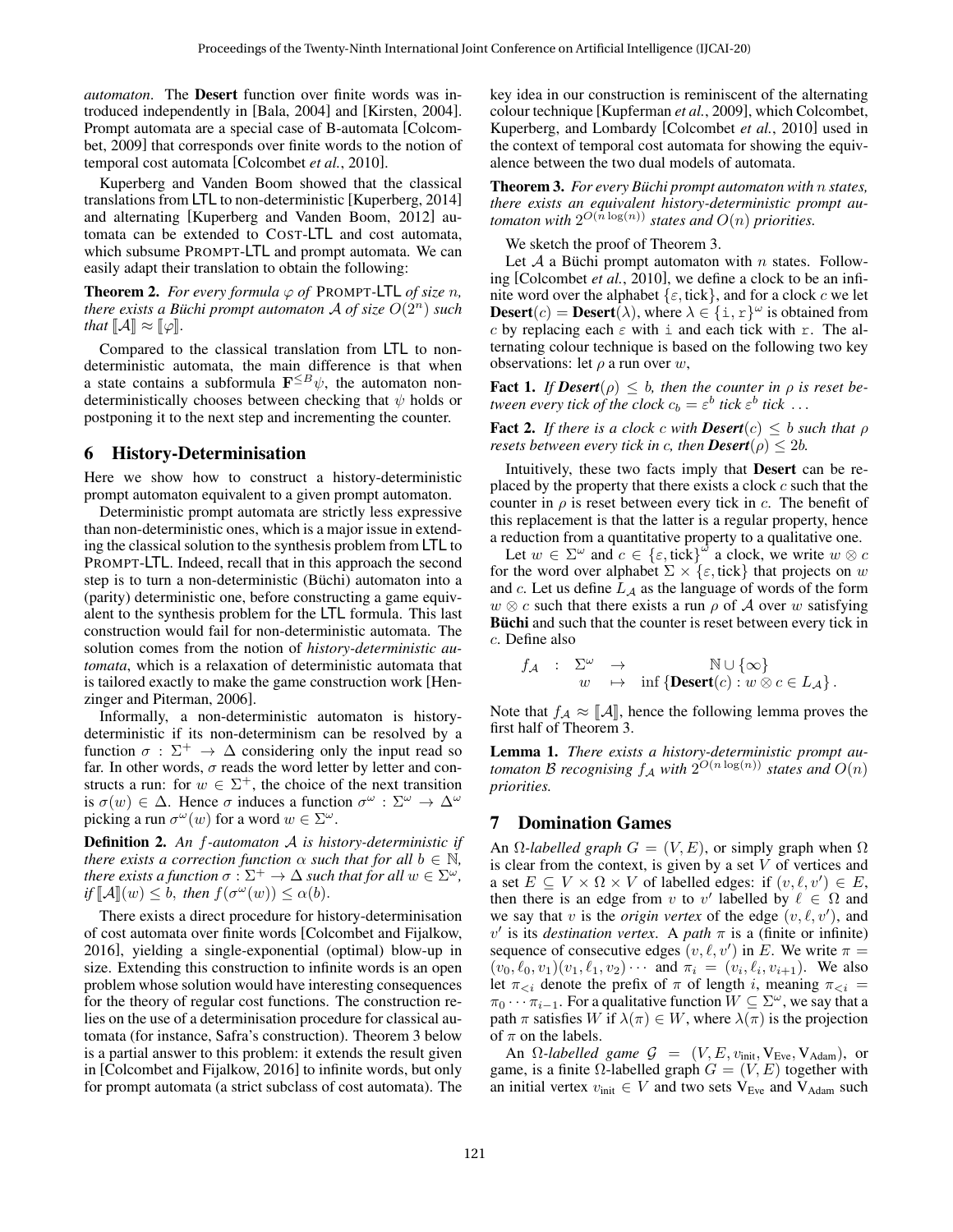*automaton*. The **Desert** function over finite words was introduced independently in [Bala, 2004] and [Kirsten, 2004]. Prompt automata are a special case of B-automata [Colcombet, 2009] that corresponds over finite words to the notion of temporal cost automata [Colcombet *et al.*, 2010].

Kuperberg and Vanden Boom showed that the classical translations from LTL to non-deterministic [Kuperberg, 2014] and alternating [Kuperberg and Vanden Boom, 2012] automata can be extended to COST-LTL and cost automata, which subsume PROMPT-LTL and prompt automata. We can easily adapt their translation to obtain the following:

**Theorem 2.** *For every formula $\varphi$ of* PROMPT-LTL *of size $n$, there exists a Büchi prompt automaton $\mathcal{A}$ of size $O(2^n)$ such that $[\![\mathcal{A}]\!] \approx [\![\varphi]\!]$.*

Compared to the classical translation from LTL to non-deterministic automata, the main difference is that when a state contains a subformula $\mathbf{F}^{\leq B}\psi$, the automaton non-deterministically chooses between checking that $\psi$ holds or postponing it to the next step and incrementing the counter.

## 6 History-Determinisation

Here we show how to construct a history-deterministic prompt automaton equivalent to a given prompt automaton.

Deterministic prompt automata are strictly less expressive than non-deterministic ones, which is a major issue in extending the classical solution to the synthesis problem from LTL to PROMPT-LTL. Indeed, recall that in this approach the second step is to turn a non-deterministic (Büchi) automaton into a (parity) deterministic one, before constructing a game equivalent to the synthesis problem for the LTL formula. This last construction would fail for non-deterministic automata. The solution comes from the notion of *history-deterministic automata*, which is a relaxation of deterministic automata that is tailored exactly to make the game construction work [Henzinger and Piterman, 2006].

Informally, a non-deterministic automaton is history-deterministic if its non-determinism can be resolved by a function $\sigma : \Sigma^+ \to \Delta$ considering only the input read so far. In other words, $\sigma$ reads the word letter by letter and constructs a run: for $w \in \Sigma^+$, the choice of the next transition is $\sigma(w) \in \Delta$. Hence $\sigma$ induces a function $\sigma^\omega : \Sigma^\omega \to \Delta^\omega$ picking a run $\sigma^\omega(w)$ for a word $w \in \Sigma^\omega$.

**Definition 2.** *An $f$-automaton $\mathcal{A}$ is history-deterministic if there exists a correction function $\alpha$ such that for all $b \in \mathbb{N}$, there exists a function $\sigma : \Sigma^+ \to \Delta$ such that for all $w \in \Sigma^\omega$, if $[\![\mathcal{A}]\!](w) \leq b$, then $f(\sigma^\omega(w)) \leq \alpha(b)$.*

There exists a direct procedure for history-determinisation of cost automata over finite words [Colcombet and Fijalkow, 2016], yielding a single-exponential (optimal) blow-up in size. Extending this construction to infinite words is an open problem whose solution would have interesting consequences for the theory of regular cost functions. The construction relies on the use of a determinisation procedure for classical automata (for instance, Safra's construction). Theorem 3 below is a partial answer to this problem: it extends the result given in [Colcombet and Fijalkow, 2016] to infinite words, but only for prompt automata (a strict subclass of cost automata). The key idea in our construction is reminiscent of the alternating colour technique [Kupferman *et al.*, 2009], which Colcombet, Kuperberg, and Lombardy [Colcombet *et al.*, 2010] used in the context of temporal cost automata for showing the equivalence between the two dual models of automata.

**Theorem 3.** *For every Büchi prompt automaton with $n$ states, there exists an equivalent history-deterministic prompt automaton with $2^{O(n \log(n))}$ states and $O(n)$ priorities.*

We sketch the proof of Theorem 3.

Let $\mathcal{A}$ a Büchi prompt automaton with $n$ states. Following [Colcombet *et al.*, 2010], we define a clock to be an infinite word over the alphabet $\{\varepsilon, \text{tick}\}$, and for a clock $c$ we let $\mathbf{Desert}(c) = \mathbf{Desert}(\lambda)$, where $\lambda \in \{\texttt{i}, \texttt{r}\}^\omega$ is obtained from $c$ by replacing each $\varepsilon$ with $\texttt{i}$ and each tick with $\texttt{r}$. The alternating colour technique is based on the following two key observations: let $\rho$ a run over $w$,

**Fact 1.** *If $\mathbf{Desert}(\rho) \leq b$, then the counter in $\rho$ is reset between every tick of the clock $c_b = \varepsilon^b$ tick $\varepsilon^b$ tick ...*

**Fact 2.** *If there is a clock $c$ with $\mathbf{Desert}(c) \leq b$ such that $\rho$ resets between every tick in $c$, then $\mathbf{Desert}(\rho) \leq 2b$.*

Intuitively, these two facts imply that **Desert** can be replaced by the property that there exists a clock $c$ such that the counter in $\rho$ is reset between every tick in $c$. The benefit of this replacement is that the latter is a regular property, hence a reduction from a quantitative property to a qualitative one.

Let $w \in \Sigma^\omega$ and $c \in \{\varepsilon, \text{tick}\}^\omega$ a clock, we write $w \otimes c$ for the word over alphabet $\Sigma \times \{\varepsilon, \text{tick}\}$ that projects on $w$ and $c$. Let us define $L_{\mathcal{A}}$ as the language of words of the form $w \otimes c$ such that there exists a run $\rho$ of $\mathcal{A}$ over $w$ satisfying **Büchi** and such that the counter is reset between every tick in $c$. Define also

$$f_{\mathcal{A}} \;:\; \begin{array}{ccc} \Sigma^\omega & \to & \mathbb{N} \cup \{\infty\} \\ w & \mapsto & \inf\left\{\mathbf{Desert}(c) : w \otimes c \in L_{\mathcal{A}}\right\}. \end{array}$$

Note that $f_{\mathcal{A}} \approx [\![\mathcal{A}]\!]$, hence the following lemma proves the first half of Theorem 3.

**Lemma 1.** *There exists a history-deterministic prompt automaton $\mathcal{B}$ recognising $f_{\mathcal{A}}$ with $2^{O(n \log(n))}$ states and $O(n)$ priorities.*

## 7 Domination Games

An $\Omega$-*labelled graph* $G = (V, E)$, or simply graph when $\Omega$ is clear from the context, is given by a set $V$ of vertices and a set $E \subseteq V \times \Omega \times V$ of labelled edges: if $(v, \ell, v') \in E$, then there is an edge from $v$ to $v'$ labelled by $\ell \in \Omega$ and we say that $v$ is the *origin vertex* of the edge $(v, \ell, v')$, and $v'$ is its *destination vertex*. A *path* $\pi$ is a (finite or infinite) sequence of consecutive edges $(v, \ell, v')$ in $E$. We write $\pi = (v_0, \ell_0, v_1)(v_1, \ell_1, v_2)\cdots$ and $\pi_i = (v_i, \ell_i, v_{i+1})$. We also let $\pi_{<i}$ denote the prefix of $\pi$ of length $i$, meaning $\pi_{<i} = \pi_0 \cdots \pi_{i-1}$. For a qualitative function $W \subseteq \Sigma^\omega$, we say that a path $\pi$ satisfies $W$ if $\lambda(\pi) \in W$, where $\lambda(\pi)$ is the projection of $\pi$ on the labels.

An $\Omega$-*labelled game* $\mathcal{G} = (V, E, v_{\text{init}}, \mathrm{V}_{\text{Eve}}, \mathrm{V}_{\text{Adam}})$, or game, is a finite $\Omega$-labelled graph $G = (V, E)$ together with an initial vertex $v_{\text{init}} \in V$ and two sets $\mathrm{V}_{\text{Eve}}$ and $\mathrm{V}_{\text{Adam}}$ such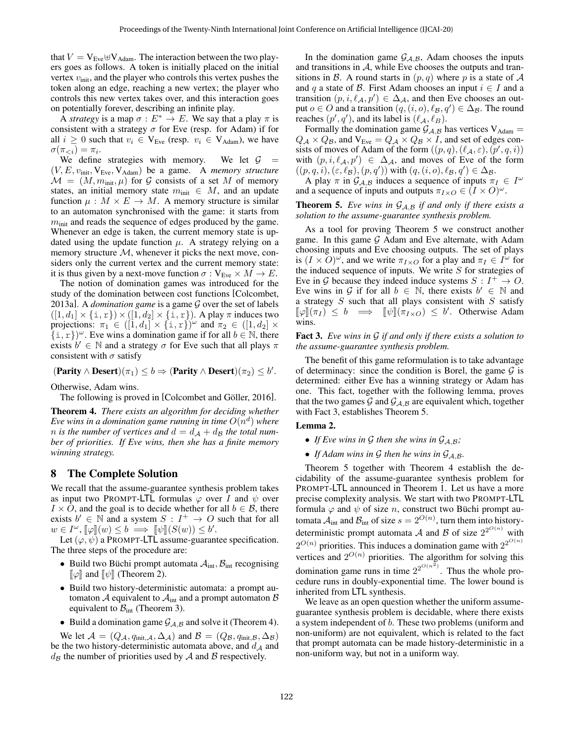that $V = V_{\text{Eve}} \uplus V_{\text{Adam}}$. The interaction between the two players goes as follows. A token is initially placed on the initial vertex $v_{\text{init}}$, and the player who controls this vertex pushes the token along an edge, reaching a new vertex; the player who controls this new vertex takes over, and this interaction goes on potentially forever, describing an infinite play.

A *strategy* is a map $\sigma : E^* \to E$. We say that a play $\pi$ is consistent with a strategy $\sigma$ for Eve (resp. for Adam) if for all $i \geq 0$ such that $v_i \in V_{\text{Eve}}$ (resp. $v_i \in V_{\text{Adam}}$), we have $\sigma(\pi_{<i}) = \pi_i$.

We define strategies with memory. We let $\mathcal{G} = (V, E, v_{\text{init}}, V_{\text{Eve}}, V_{\text{Adam}})$ be a game. A *memory structure* $\mathcal{M} = (M, m_{\text{init}}, \mu)$ for $\mathcal{G}$ consists of a set $M$ of memory states, an initial memory state $m_{\text{init}} \in M$, and an update function $\mu : M \times E \to M$. A memory structure is similar to an automaton synchronised with the game: it starts from $m_{\text{init}}$ and reads the sequence of edges produced by the game. Whenever an edge is taken, the current memory state is updated using the update function $\mu$. A strategy relying on a memory structure $\mathcal{M}$, whenever it picks the next move, considers only the current vertex and the current memory state: it is thus given by a next-move function $\sigma : V_{\text{Eve}} \times M \to E$.

The notion of domination games was introduced for the study of the domination between cost functions [Colcombet, 2013a]. A *domination game* is a game $\mathcal{G}$ over the set of labels $([1, d_1] \times \{\texttt{i}, \texttt{r}\}) \times ([1, d_2] \times \{\texttt{i}, \texttt{r}\})$. A play $\pi$ induces two projections: $\pi_1 \in ([1, d_1] \times \{\texttt{i}, \texttt{r}\})^\omega$ and $\pi_2 \in ([1, d_2] \times \{\texttt{i}, \texttt{r}\})^\omega$. Eve wins a domination game if for all $b \in \mathbb{N}$, there exists $b' \in \mathbb{N}$ and a strategy $\sigma$ for Eve such that all plays $\pi$ consistent with $\sigma$ satisfy

$$(\textbf{Parity} \land \textbf{Desert})(\pi_1) \leq b \Rightarrow (\textbf{Parity} \land \textbf{Desert})(\pi_2) \leq b'.$$

Otherwise, Adam wins.

The following is proved in [Colcombet and Göller, 2016].

**Theorem 4.** *There exists an algorithm for deciding whether Eve wins in a domination game running in time $O(n^d)$ where $n$ is the number of vertices and $d = d_{\mathcal{A}} + d_{\mathcal{B}}$ the total number of priorities. If Eve wins, then she has a finite memory winning strategy.*

## 8 The Complete Solution

We recall that the assume-guarantee synthesis problem takes as input two PROMPT-LTL formulas $\varphi$ over $I$ and $\psi$ over $I \times O$, and the goal is to decide whether for all $b \in \mathcal{B}$, there exists $b' \in \mathbb{N}$ and a system $S : I^+ \to O$ such that for all $w \in I^\omega$, $[\![\varphi]\!](w) \leq b \implies [\![\psi]\!](S(w)) \leq b'$.

Let $(\varphi, \psi)$ a PROMPT-LTL assume-guarantee specification. The three steps of the procedure are:

- Build two Büchi prompt automata $\mathcal{A}_{\text{int}}, \mathcal{B}_{\text{int}}$ recognising $[\![\varphi]\!]$ and $[\![\psi]\!]$ (Theorem 2).
- Build two history-deterministic automata: a prompt automaton $\mathcal{A}$ equivalent to $\mathcal{A}_{\text{int}}$ and a prompt automaton $\mathcal{B}$ equivalent to $\mathcal{B}_{\text{int}}$ (Theorem 3).
- Build a domination game $\mathcal{G}_{\mathcal{A},\mathcal{B}}$ and solve it (Theorem 4).

We let $\mathcal{A} = (Q_{\mathcal{A}}, q_{\text{init},\mathcal{A}}, \Delta_{\mathcal{A}})$ and $\mathcal{B} = (Q_{\mathcal{B}}, q_{\text{init},\mathcal{B}}, \Delta_{\mathcal{B}})$ be the two history-deterministic automata above, and $d_{\mathcal{A}}$ and $d_{\mathcal{B}}$ the number of priorities used by $\mathcal{A}$ and $\mathcal{B}$ respectively.

In the domination game $\mathcal{G}_{\mathcal{A},\mathcal{B}}$, Adam chooses the inputs and transitions in $\mathcal{A}$, while Eve chooses the outputs and transitions in $\mathcal{B}$. A round starts in $(p, q)$ where $p$ is a state of $\mathcal{A}$ and $q$ a state of $\mathcal{B}$. First Adam chooses an input $i \in I$ and a transition $(p, i, \ell_{\mathcal{A}}, p') \in \Delta_{\mathcal{A}}$, and then Eve chooses an output $o \in O$ and a transition $(q, (i, o), \ell_{\mathcal{B}}, q') \in \Delta_{\mathcal{B}}$. The round reaches $(p', q')$, and its label is $(\ell_{\mathcal{A}}, \ell_B)$.

Formally the domination game $\mathcal{G}_{\mathcal{A},\mathcal{B}}$ has vertices $V_{\text{Adam}} = Q_{\mathcal{A}} \times Q_{\mathcal{B}}$, and $V_{\text{Eve}} = Q_{\mathcal{A}} \times Q_{\mathcal{B}} \times I$, and set of edges consists of moves of Adam of the form $((p, q), (\ell_{\mathcal{A}}, \varepsilon), (p', q, i))$ with $(p, i, \ell_{\mathcal{A}}, p') \in \Delta_{\mathcal{A}}$, and moves of Eve of the form $((p, q, i), (\varepsilon, \ell_{\mathcal{B}}), (p, q'))$ with $(q, (i, o), \ell_{\mathcal{B}}, q') \in \Delta_{\mathcal{B}}$.

A play $\pi$ in $\mathcal{G}_{\mathcal{A},\mathcal{B}}$ induces a sequence of inputs $\pi_I \in I^\omega$ and a sequence of inputs and outputs $\pi_{I \times O} \in (I \times O)^\omega$.

**Theorem 5.** *Eve wins in $\mathcal{G}_{\mathcal{A},\mathcal{B}}$ if and only if there exists a solution to the assume-guarantee synthesis problem.*

As a tool for proving Theorem 5 we construct another game. In this game $\mathcal{G}$ Adam and Eve alternate, with Adam choosing inputs and Eve choosing outputs. The set of plays is $(I \times O)^\omega$, and we write $\pi_{I \times O}$ for a play and $\pi_I \in I^\omega$ for the induced sequence of inputs. We write $S$ for strategies of Eve in $\mathcal{G}$ because they indeed induce systems $S : I^+ \to O$. Eve wins in $\mathcal{G}$ if for all $b \in \mathbb{N}$, there exists $b' \in \mathbb{N}$ and a strategy $S$ such that all plays consistent with $S$ satisfy $[\![\varphi]\!](\pi_I) \leq b \implies [\![\psi]\!](\pi_{I \times O}) \leq b'$. Otherwise Adam wins.

**Fact 3.** *Eve wins in $\mathcal{G}$ if and only if there exists a solution to the assume-guarantee synthesis problem.*

The benefit of this game reformulation is to take advantage of determinacy: since the condition is Borel, the game $\mathcal{G}$ is determined: either Eve has a winning strategy or Adam has one. This fact, together with the following lemma, proves that the two games $\mathcal{G}$ and $\mathcal{G}_{\mathcal{A},\mathcal{B}}$ are equivalent which, together with Fact 3, establishes Theorem 5.

**Lemma 2.**

- *If Eve wins in $\mathcal{G}$ then she wins in $\mathcal{G}_{\mathcal{A},\mathcal{B}}$;*
- *If Adam wins in $\mathcal{G}$ then he wins in $\mathcal{G}_{\mathcal{A},\mathcal{B}}$.*

Theorem 5 together with Theorem 4 establish the decidability of the assume-guarantee synthesis problem for PROMPT-LTL announced in Theorem 1. Let us have a more precise complexity analysis. We start with two PROMPT-LTL formula $\varphi$ and $\psi$ of size $n$, construct two Büchi prompt automata $\mathcal{A}_{\text{int}}$ and $\mathcal{B}_{\text{int}}$ of size $s = 2^{O(n)}$, turn them into history-deterministic prompt automata $\mathcal{A}$ and $\mathcal{B}$ of size $2^{2^{O(n)}}$ with $2^{O(n)}$ priorities. This induces a domination game with $2^{2^{O(n)}}$ vertices and $2^{O(n)}$ priorities. The algorithm for solving this domination game runs in time $2^{2^{O(n^2)}}$. Thus the whole procedure runs in doubly-exponential time. The lower bound is inherited from LTL synthesis.

We leave as an open question whether the uniform assume-guarantee synthesis problem is decidable, where there exists a system independent of $b$. These two problems (uniform and non-uniform) are not equivalent, which is related to the fact that prompt automata can be made history-deterministic in a non-uniform way, but not in a uniform way.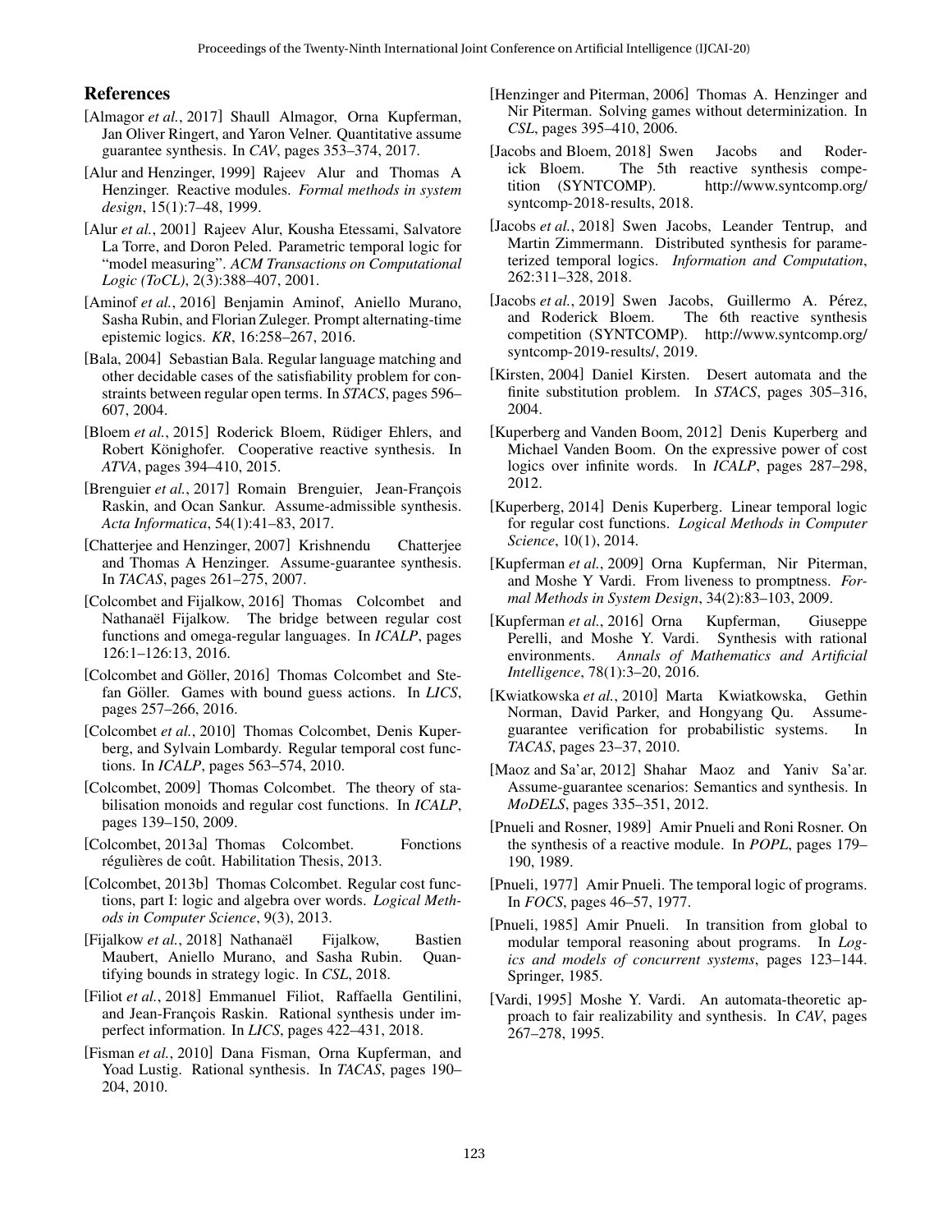## References

[Almagor *et al.*, 2017] Shaull Almagor, Orna Kupferman, Jan Oliver Ringert, and Yaron Velner. Quantitative assume guarantee synthesis. In *CAV*, pages 353–374, 2017.

[Alur and Henzinger, 1999] Rajeev Alur and Thomas A Henzinger. Reactive modules. *Formal methods in system design*, 15(1):7–48, 1999.

[Alur *et al.*, 2001] Rajeev Alur, Kousha Etessami, Salvatore La Torre, and Doron Peled. Parametric temporal logic for "model measuring". *ACM Transactions on Computational Logic (ToCL)*, 2(3):388–407, 2001.

[Aminof *et al.*, 2016] Benjamin Aminof, Aniello Murano, Sasha Rubin, and Florian Zuleger. Prompt alternating-time epistemic logics. *KR*, 16:258–267, 2016.

[Bala, 2004] Sebastian Bala. Regular language matching and other decidable cases of the satisfiability problem for constraints between regular open terms. In *STACS*, pages 596–607, 2004.

[Bloem *et al.*, 2015] Roderick Bloem, Rüdiger Ehlers, and Robert Könighofer. Cooperative reactive synthesis. In *ATVA*, pages 394–410, 2015.

[Brenguier *et al.*, 2017] Romain Brenguier, Jean-François Raskin, and Ocan Sankur. Assume-admissible synthesis. *Acta Informatica*, 54(1):41–83, 2017.

[Chatterjee and Henzinger, 2007] Krishnendu Chatterjee and Thomas A Henzinger. Assume-guarantee synthesis. In *TACAS*, pages 261–275, 2007.

[Colcombet and Fijalkow, 2016] Thomas Colcombet and Nathanaël Fijalkow. The bridge between regular cost functions and omega-regular languages. In *ICALP*, pages 126:1–126:13, 2016.

[Colcombet and Göller, 2016] Thomas Colcombet and Stefan Göller. Games with bound guess actions. In *LICS*, pages 257–266, 2016.

[Colcombet *et al.*, 2010] Thomas Colcombet, Denis Kuperberg, and Sylvain Lombardy. Regular temporal cost functions. In *ICALP*, pages 563–574, 2010.

[Colcombet, 2009] Thomas Colcombet. The theory of stabilisation monoids and regular cost functions. In *ICALP*, pages 139–150, 2009.

[Colcombet, 2013a] Thomas Colcombet. Fonctions régulières de coût. Habilitation Thesis, 2013.

[Colcombet, 2013b] Thomas Colcombet. Regular cost functions, part I: logic and algebra over words. *Logical Methods in Computer Science*, 9(3), 2013.

[Fijalkow *et al.*, 2018] Nathanaël Fijalkow, Bastien Maubert, Aniello Murano, and Sasha Rubin. Quantifying bounds in strategy logic. In *CSL*, 2018.

[Filiot *et al.*, 2018] Emmanuel Filiot, Raffaella Gentilini, and Jean-François Raskin. Rational synthesis under imperfect information. In *LICS*, pages 422–431, 2018.

[Fisman *et al.*, 2010] Dana Fisman, Orna Kupferman, and Yoad Lustig. Rational synthesis. In *TACAS*, pages 190–204, 2010.

[Henzinger and Piterman, 2006] Thomas A. Henzinger and Nir Piterman. Solving games without determinization. In *CSL*, pages 395–410, 2006.

[Jacobs and Bloem, 2018] Swen Jacobs and Roderick Bloem. The 5th reactive synthesis competition (SYNTCOMP). http://www.syntcomp.org/syntcomp-2018-results, 2018.

[Jacobs *et al.*, 2018] Swen Jacobs, Leander Tentrup, and Martin Zimmermann. Distributed synthesis for parameterized temporal logics. *Information and Computation*, 262:311–328, 2018.

[Jacobs *et al.*, 2019] Swen Jacobs, Guillermo A. Pérez, and Roderick Bloem. The 6th reactive synthesis competition (SYNTCOMP). http://www.syntcomp.org/syntcomp-2019-results/, 2019.

[Kirsten, 2004] Daniel Kirsten. Desert automata and the finite substitution problem. In *STACS*, pages 305–316, 2004.

[Kuperberg and Vanden Boom, 2012] Denis Kuperberg and Michael Vanden Boom. On the expressive power of cost logics over infinite words. In *ICALP*, pages 287–298, 2012.

[Kuperberg, 2014] Denis Kuperberg. Linear temporal logic for regular cost functions. *Logical Methods in Computer Science*, 10(1), 2014.

[Kupferman *et al.*, 2009] Orna Kupferman, Nir Piterman, and Moshe Y Vardi. From liveness to promptness. *Formal Methods in System Design*, 34(2):83–103, 2009.

[Kupferman *et al.*, 2016] Orna Kupferman, Giuseppe Perelli, and Moshe Y. Vardi. Synthesis with rational environments. *Annals of Mathematics and Artificial Intelligence*, 78(1):3–20, 2016.

[Kwiatkowska *et al.*, 2010] Marta Kwiatkowska, Gethin Norman, David Parker, and Hongyang Qu. Assume-guarantee verification for probabilistic systems. In *TACAS*, pages 23–37, 2010.

[Maoz and Sa'ar, 2012] Shahar Maoz and Yaniv Sa'ar. Assume-guarantee scenarios: Semantics and synthesis. In *MoDELS*, pages 335–351, 2012.

[Pnueli and Rosner, 1989] Amir Pnueli and Roni Rosner. On the synthesis of a reactive module. In *POPL*, pages 179–190, 1989.

[Pnueli, 1977] Amir Pnueli. The temporal logic of programs. In *FOCS*, pages 46–57, 1977.

[Pnueli, 1985] Amir Pnueli. In transition from global to modular temporal reasoning about programs. In *Logics and models of concurrent systems*, pages 123–144. Springer, 1985.

[Vardi, 1995] Moshe Y. Vardi. An automata-theoretic approach to fair realizability and synthesis. In *CAV*, pages 267–278, 1995.